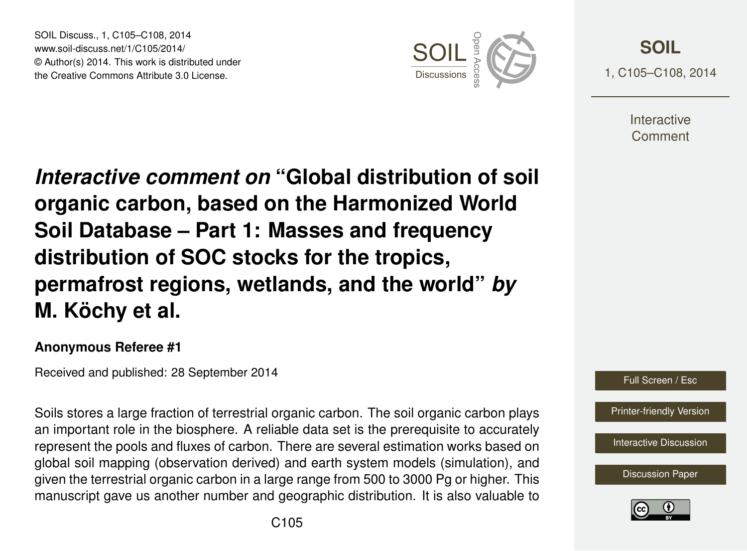# *Interactive comment on* "Global distribution of soil organic carbon, based on the Harmonized World Soil Database – Part 1: Masses and frequency distribution of SOC stocks for the tropics, permafrost regions, wetlands, and the world" *by* M. Köchy et al.

**Anonymous Referee #1**

Received and published: 28 September 2014

Soils stores a large fraction of terrestrial organic carbon. The soil organic carbon plays an important role in the biosphere. A reliable data set is the prerequisite to accurately represent the pools and fluxes of carbon. There are several estimation works based on global soil mapping (observation derived) and earth system models (simulation), and given the terrestrial organic carbon in a large range from 500 to 3000 Pg or higher. This manuscript gave us another number and geographic distribution. It is also valuable to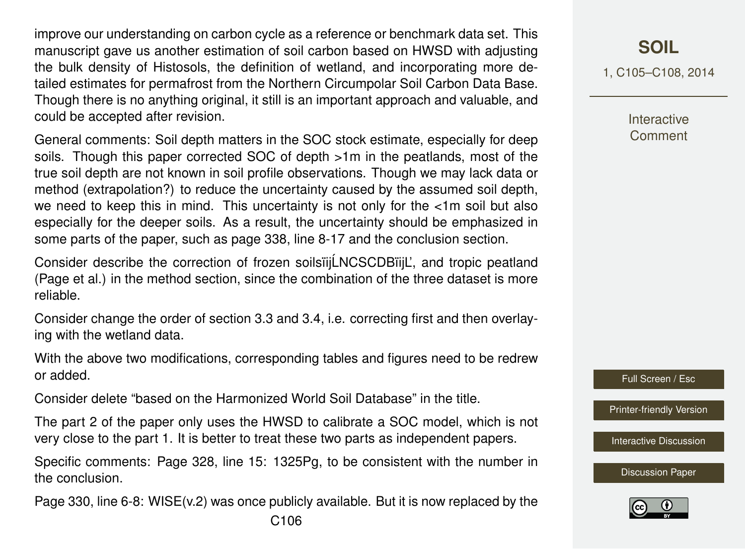improve our understanding on carbon cycle as a reference or benchmark data set. This manuscript gave us another estimation of soil carbon based on HWSD with adjusting the bulk density of Histosols, the definition of wetland, and incorporating more detailed estimates for permafrost from the Northern Circumpolar Soil Carbon Data Base. Though there is no anything original, it still is an important approach and valuable, and could be accepted after revision.

General comments: Soil depth matters in the SOC stock estimate, especially for deep soils. Though this paper corrected SOC of depth >1m in the peatlands, most of the true soil depth are not known in soil profile observations. Though we may lack data or method (extrapolation?) to reduce the uncertainty caused by the assumed soil depth, we need to keep this in mind. This uncertainty is not only for the <1m soil but also especially for the deeper soils. As a result, the uncertainty should be emphasized in some parts of the paper, such as page 338, line 8-17 and the conclusion section.

Consider describe the correction of frozen soilsïijĹNCSCDBïijĽ, and tropic peatland (Page et al.) in the method section, since the combination of the three dataset is more reliable.

Consider change the order of section 3.3 and 3.4, i.e. correcting first and then overlaying with the wetland data.

With the above two modifications, corresponding tables and figures need to be redrew or added.

Consider delete "based on the Harmonized World Soil Database" in the title.

The part 2 of the paper only uses the HWSD to calibrate a SOC model, which is not very close to the part 1. It is better to treat these two parts as independent papers.

Specific comments: Page 328, line 15: 1325Pg, to be consistent with the number in the conclusion.

Page 330, line 6-8: WISE(v.2) was once publicly available. But it is now replaced by the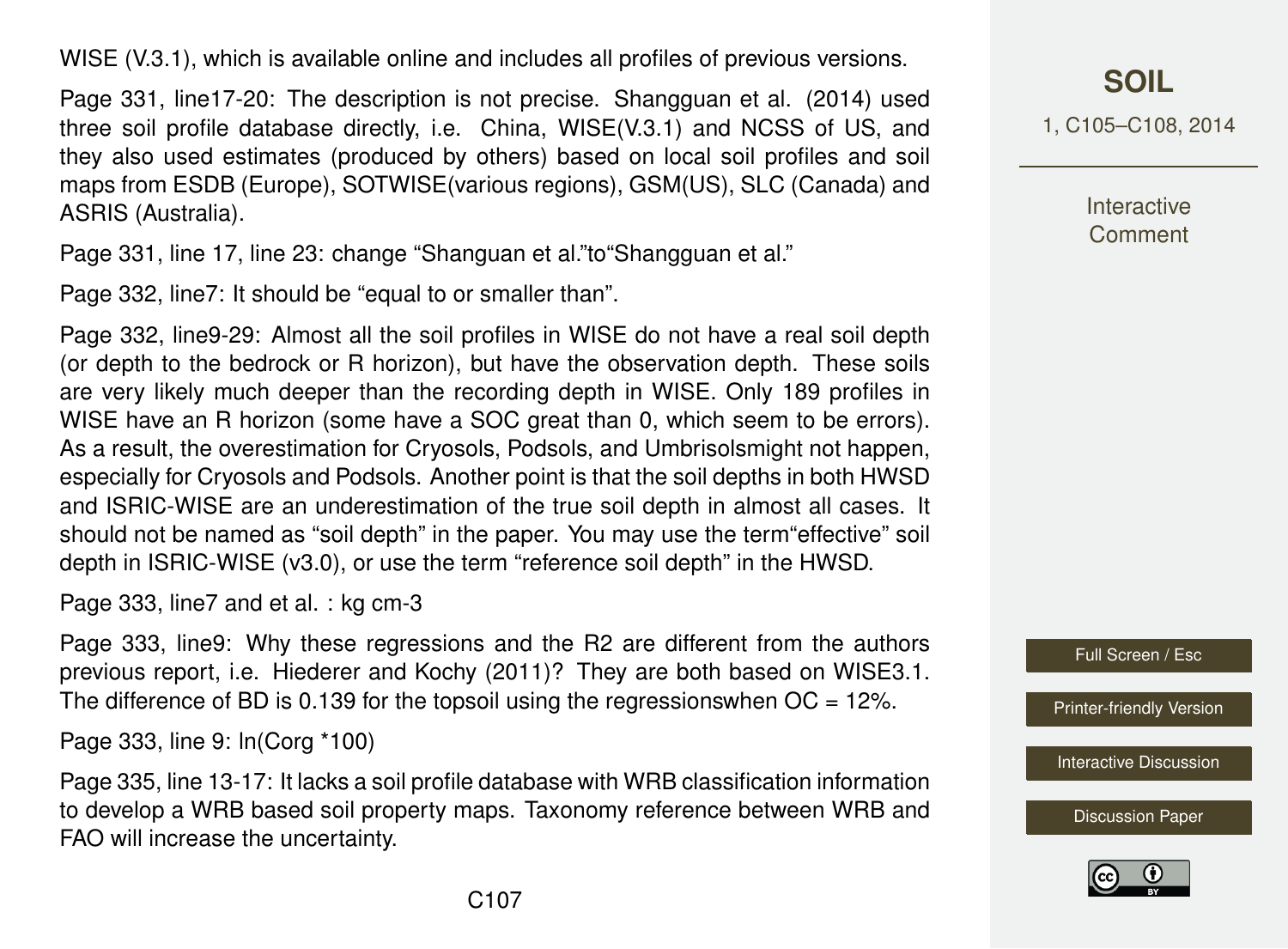WISE (V.3.1), which is available online and includes all profiles of previous versions.

Page 331, line17-20: The description is not precise. Shangguan et al. (2014) used three soil profile database directly, i.e. China, WISE(V.3.1) and NCSS of US, and they also used estimates (produced by others) based on local soil profiles and soil maps from ESDB (Europe), SOTWISE(various regions), GSM(US), SLC (Canada) and ASRIS (Australia).

Page 331, line 17, line 23: change "Shanguan et al."to"Shangguan et al."

Page 332, line7: It should be "equal to or smaller than".

Page 332, line9-29: Almost all the soil profiles in WISE do not have a real soil depth (or depth to the bedrock or R horizon), but have the observation depth. These soils are very likely much deeper than the recording depth in WISE. Only 189 profiles in WISE have an R horizon (some have a SOC great than 0, which seem to be errors). As a result, the overestimation for Cryosols, Podsols, and Umbrisolsmight not happen, especially for Cryosols and Podsols. Another point is that the soil depths in both HWSD and ISRIC-WISE are an underestimation of the true soil depth in almost all cases. It should not be named as "soil depth" in the paper. You may use the term"effective" soil depth in ISRIC-WISE (v3.0), or use the term "reference soil depth" in the HWSD.

Page 333, line7 and et al. : kg cm-3

Page 333, line9: Why these regressions and the R2 are different from the authors previous report, i.e. Hiederer and Kochy (2011)? They are both based on WISE3.1. The difference of BD is 0.139 for the topsoil using the regressionswhen OC = 12%.

Page 333, line 9: ln(Corg *100)

Page 335, line 13-17: It lacks a soil profile database with WRB classification information to develop a WRB based soil property maps. Taxonomy reference between WRB and FAO will increase the uncertainty.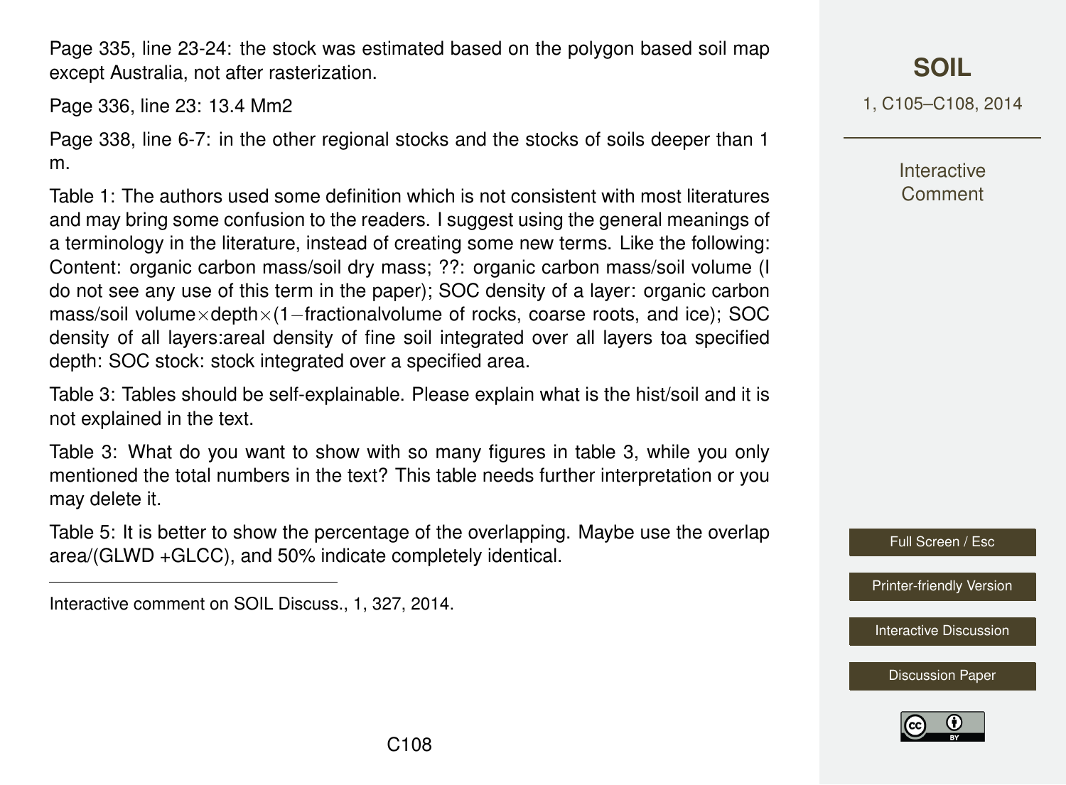Page 335, line 23-24: the stock was estimated based on the polygon based soil map except Australia, not after rasterization.

Page 336, line 23: 13.4 $Mm^2$

Page 338, line 6-7: in the other regional stocks and the stocks of soils deeper than 1 m.

Table 1: The authors used some definition which is not consistent with most literatures and may bring some confusion to the readers. I suggest using the general meanings of a terminology in the literature, instead of creating some new terms. Like the following: Content: organic carbon mass/soil dry mass; ??: organic carbon mass/soil volume (I do not see any use of this term in the paper); SOC density of a layer: organic carbon mass/soil volume$\times$depth$\times$(1$-$fractionalvolume of rocks, coarse roots, and ice); SOC density of all layers:areal density of fine soil integrated over all layers toa specified depth: SOC stock: stock integrated over a specified area.

Table 3: Tables should be self-explainable. Please explain what is the hist/soil and it is not explained in the text.

Table 3: What do you want to show with so many figures in table 3, while you only mentioned the total numbers in the text? This table needs further interpretation or you may delete it.

Table 5: It is better to show the percentage of the overlapping. Maybe use the overlap area/(GLWD +GLCC), and 50% indicate completely identical.

---

Interactive comment on SOIL Discuss., 1, 327, 2014.